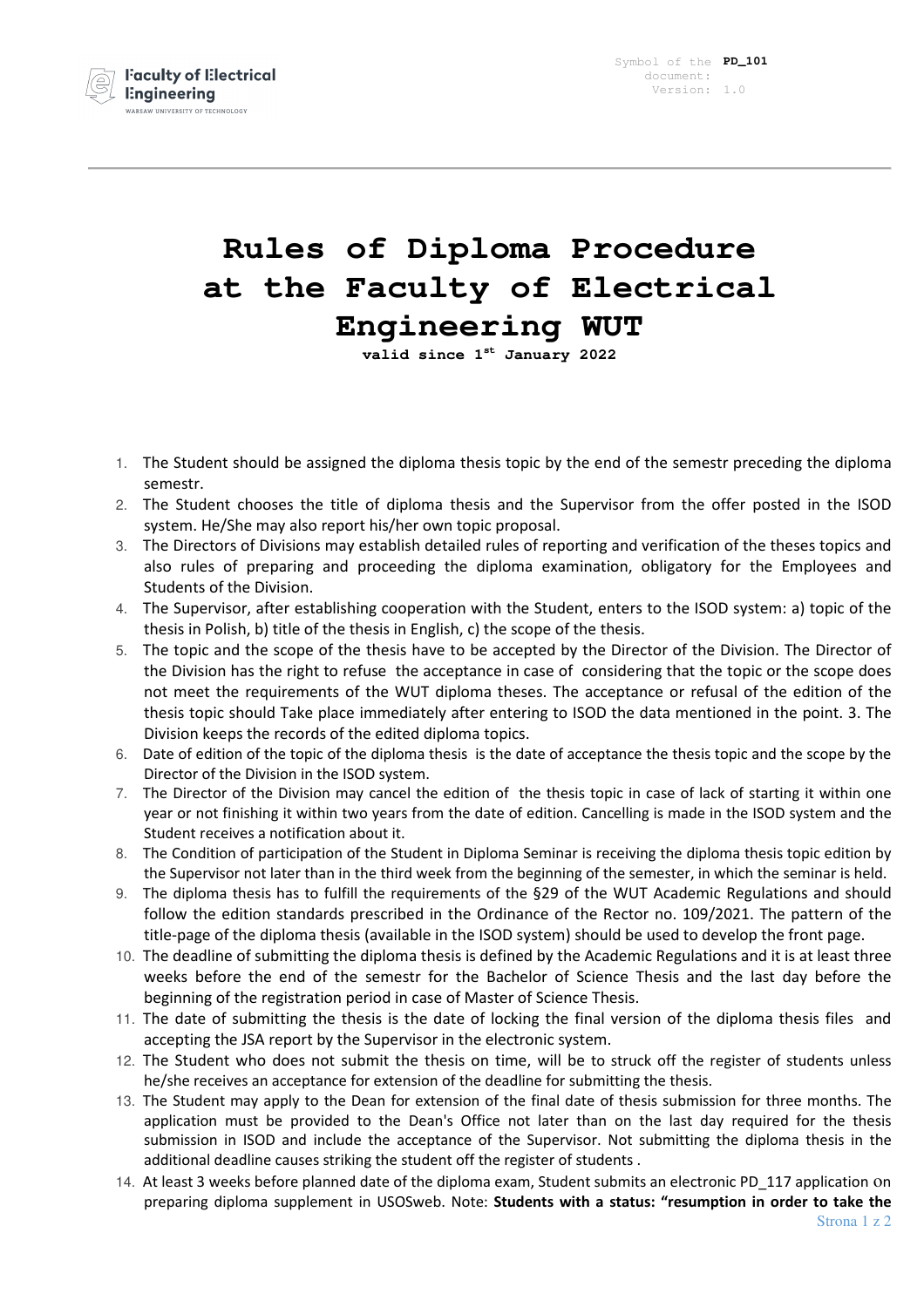Symbol of the document: **PD_101**
Version: 1.0

# Rules of Diploma Procedure at the Faculty of Electrical Engineering WUT

**valid since 1st January 2022**

1. The Student should be assigned the diploma thesis topic by the end of the semestr preceding the diploma semestr.
2. The Student chooses the title of diploma thesis and the Supervisor from the offer posted in the ISOD system. He/She may also report his/her own topic proposal.
3. The Directors of Divisions may establish detailed rules of reporting and verification of the theses topics and also rules of preparing and proceeding the diploma examination, obligatory for the Employees and Students of the Division.
4. The Supervisor, after establishing cooperation with the Student, enters to the ISOD system: a) topic of the thesis in Polish, b) title of the thesis in English, c) the scope of the thesis.
5. The topic and the scope of the thesis have to be accepted by the Director of the Division. The Director of the Division has the right to refuse the acceptance in case of considering that the topic or the scope does not meet the requirements of the WUT diploma theses. The acceptance or refusal of the edition of the thesis topic should Take place immediately after entering to ISOD the data mentioned in the point. 3. The Division keeps the records of the edited diploma topics.
6. Date of edition of the topic of the diploma thesis is the date of acceptance the thesis topic and the scope by the Director of the Division in the ISOD system.
7. The Director of the Division may cancel the edition of the thesis topic in case of lack of starting it within one year or not finishing it within two years from the date of edition. Cancelling is made in the ISOD system and the Student receives a notification about it.
8. The Condition of participation of the Student in Diploma Seminar is receiving the diploma thesis topic edition by the Supervisor not later than in the third week from the beginning of the semester, in which the seminar is held.
9. The diploma thesis has to fulfill the requirements of the §29 of the WUT Academic Regulations and should follow the edition standards prescribed in the Ordinance of the Rector no. 109/2021. The pattern of the title-page of the diploma thesis (available in the ISOD system) should be used to develop the front page.
10. The deadline of submitting the diploma thesis is defined by the Academic Regulations and it is at least three weeks before the end of the semestr for the Bachelor of Science Thesis and the last day before the beginning of the registration period in case of Master of Science Thesis.
11. The date of submitting the thesis is the date of locking the final version of the diploma thesis files and accepting the JSA report by the Supervisor in the electronic system.
12. The Student who does not submit the thesis on time, will be to struck off the register of students unless he/she receives an acceptance for extension of the deadline for submitting the thesis.
13. The Student may apply to the Dean for extension of the final date of thesis submission for three months. The application must be provided to the Dean's Office not later than on the last day required for the thesis submission in ISOD and include the acceptance of the Supervisor. Not submitting the diploma thesis in the additional deadline causes striking the student off the register of students .
14. At least 3 weeks before planned date of the diploma exam, Student submits an electronic PD_117 application on preparing diploma supplement in USOSweb. Note: **Students with a status: "resumption in order to take the**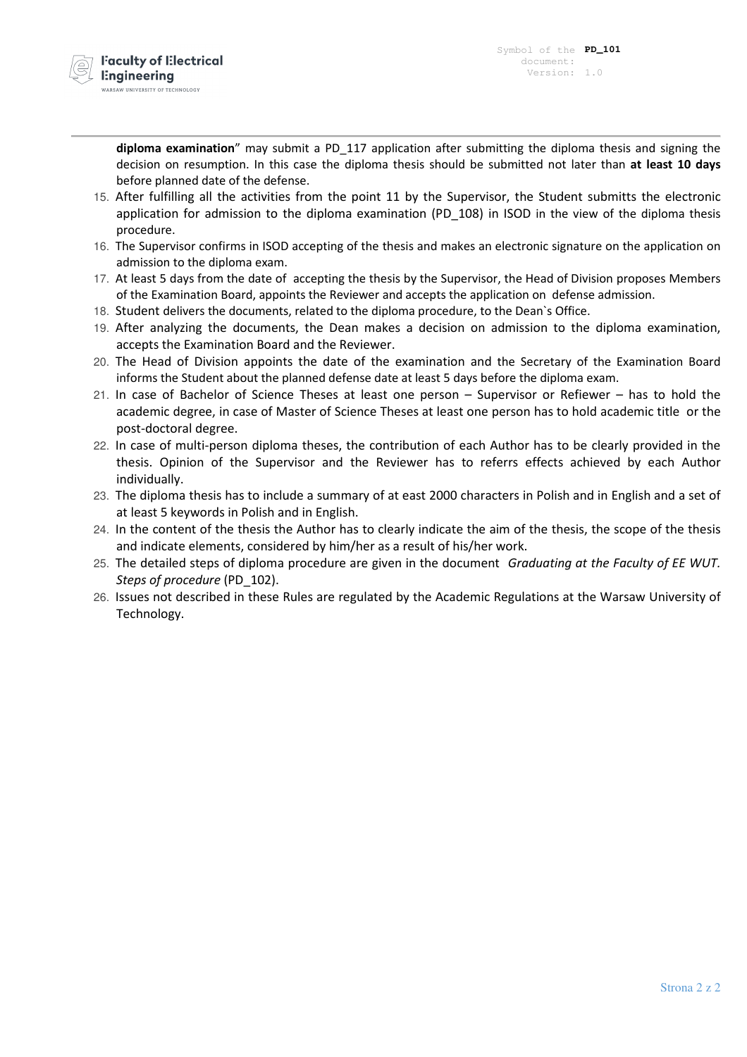**diploma examination**" may submit a PD_117 application after submitting the diploma thesis and signing the decision on resumption. In this case the diploma thesis should be submitted not later than **at least 10 days** before planned date of the defense.

15. After fulfilling all the activities from the point 11 by the Supervisor, the Student submitts the electronic application for admission to the diploma examination (PD_108) in ISOD in the view of the diploma thesis procedure.
16. The Supervisor confirms in ISOD accepting of the thesis and makes an electronic signature on the application on admission to the diploma exam.
17. At least 5 days from the date of accepting the thesis by the Supervisor, the Head of Division proposes Members of the Examination Board, appoints the Reviewer and accepts the application on defense admission.
18. Student delivers the documents, related to the diploma procedure, to the Dean`s Office.
19. After analyzing the documents, the Dean makes a decision on admission to the diploma examination, accepts the Examination Board and the Reviewer.
20. The Head of Division appoints the date of the examination and the Secretary of the Examination Board informs the Student about the planned defense date at least 5 days before the diploma exam.
21. In case of Bachelor of Science Theses at least one person – Supervisor or Refiewer – has to hold the academic degree, in case of Master of Science Theses at least one person has to hold academic title or the post-doctoral degree.
22. In case of multi-person diploma theses, the contribution of each Author has to be clearly provided in the thesis. Opinion of the Supervisor and the Reviewer has to referrs effects achieved by each Author individually.
23. The diploma thesis has to include a summary of at east 2000 characters in Polish and in English and a set of at least 5 keywords in Polish and in English.
24. In the content of the thesis the Author has to clearly indicate the aim of the thesis, the scope of the thesis and indicate elements, considered by him/her as a result of his/her work.
25. The detailed steps of diploma procedure are given in the document *Graduating at the Faculty of EE WUT. Steps of procedure* (PD_102).
26. Issues not described in these Rules are regulated by the Academic Regulations at the Warsaw University of Technology.